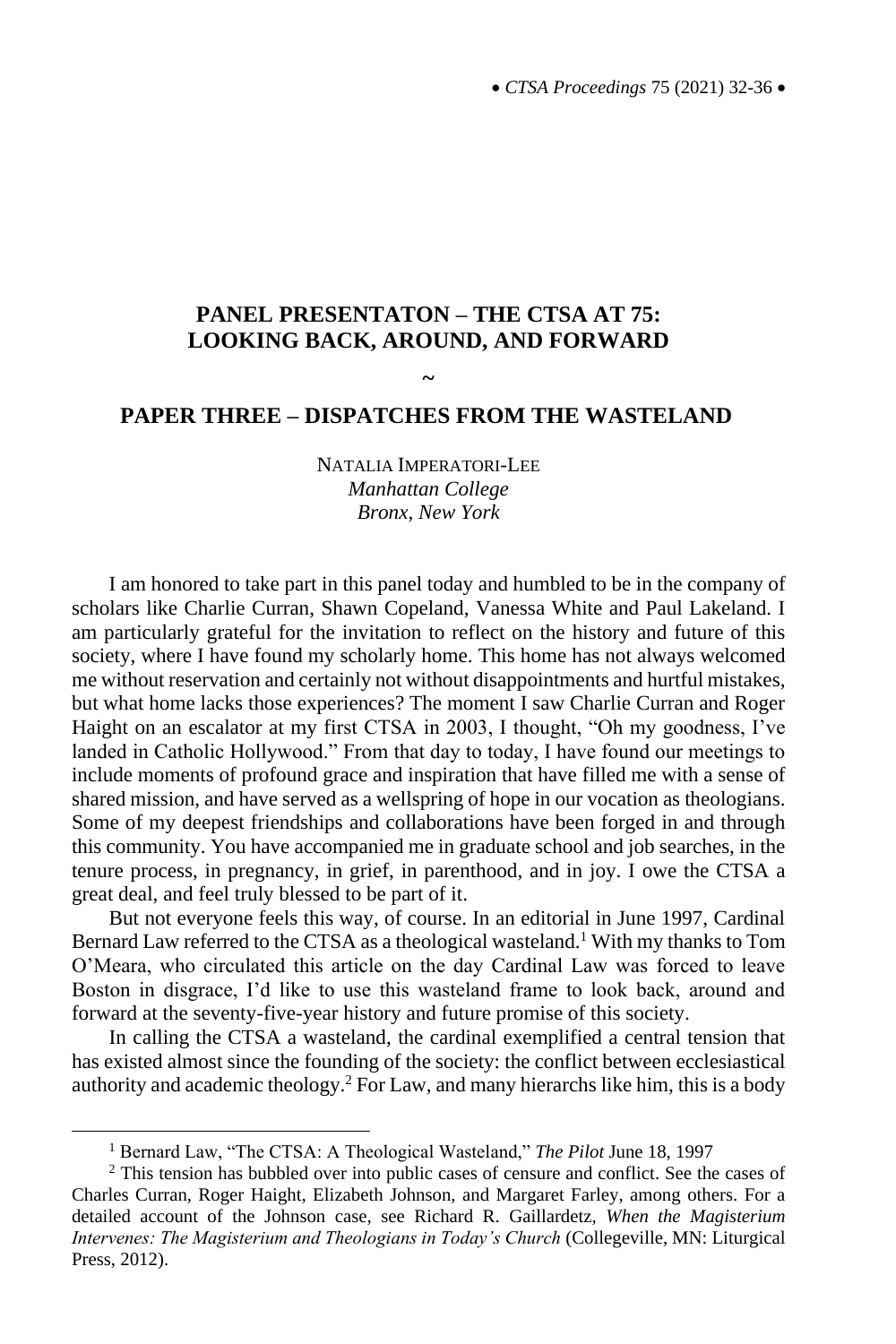# PANEL PRESENTATON – THE CTSA AT 75: LOOKING BACK, AROUND, AND FORWARD

~

## PAPER THREE – DISPATCHES FROM THE WASTELAND

NATALIA IMPERATORI-LEE
*Manhattan College*
*Bronx, New York*

I am honored to take part in this panel today and humbled to be in the company of scholars like Charlie Curran, Shawn Copeland, Vanessa White and Paul Lakeland. I am particularly grateful for the invitation to reflect on the history and future of this society, where I have found my scholarly home. This home has not always welcomed me without reservation and certainly not without disappointments and hurtful mistakes, but what home lacks those experiences? The moment I saw Charlie Curran and Roger Haight on an escalator at my first CTSA in 2003, I thought, "Oh my goodness, I've landed in Catholic Hollywood." From that day to today, I have found our meetings to include moments of profound grace and inspiration that have filled me with a sense of shared mission, and have served as a wellspring of hope in our vocation as theologians. Some of my deepest friendships and collaborations have been forged in and through this community. You have accompanied me in graduate school and job searches, in the tenure process, in pregnancy, in grief, in parenthood, and in joy. I owe the CTSA a great deal, and feel truly blessed to be part of it.

But not everyone feels this way, of course. In an editorial in June 1997, Cardinal Bernard Law referred to the CTSA as a theological wasteland.[1] With my thanks to Tom O'Meara, who circulated this article on the day Cardinal Law was forced to leave Boston in disgrace, I'd like to use this wasteland frame to look back, around and forward at the seventy-five-year history and future promise of this society.

In calling the CTSA a wasteland, the cardinal exemplified a central tension that has existed almost since the founding of the society: the conflict between ecclesiastical authority and academic theology.[2] For Law, and many hierarchs like him, this is a body

---

[1] Bernard Law, "The CTSA: A Theological Wasteland," *The Pilot* June 18, 1997

[2] This tension has bubbled over into public cases of censure and conflict. See the cases of Charles Curran, Roger Haight, Elizabeth Johnson, and Margaret Farley, among others. For a detailed account of the Johnson case, see Richard R. Gaillardetz, *When the Magisterium Intervenes: The Magisterium and Theologians in Today's Church* (Collegeville, MN: Liturgical Press, 2012).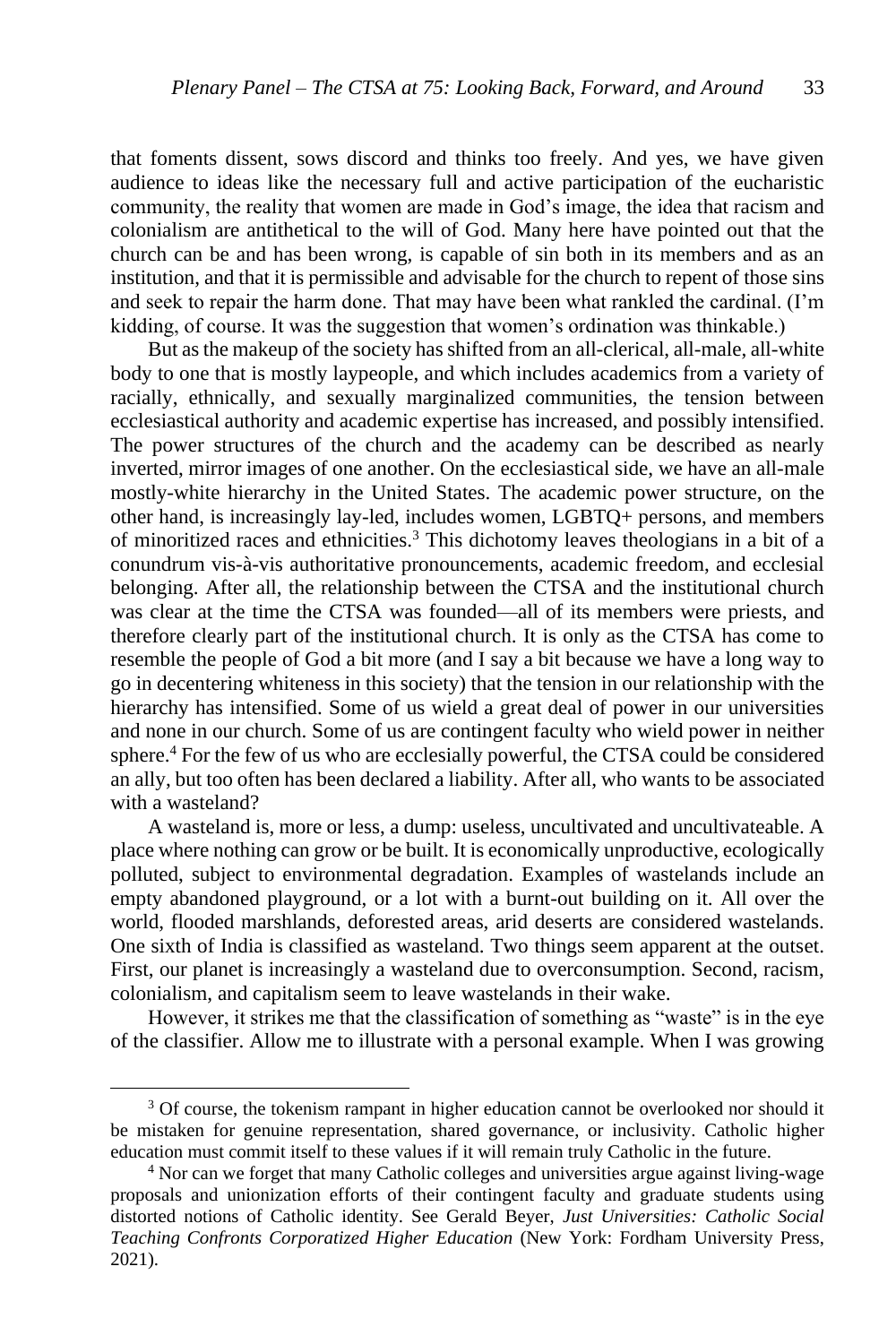that foments dissent, sows discord and thinks too freely. And yes, we have given audience to ideas like the necessary full and active participation of the eucharistic community, the reality that women are made in God's image, the idea that racism and colonialism are antithetical to the will of God. Many here have pointed out that the church can be and has been wrong, is capable of sin both in its members and as an institution, and that it is permissible and advisable for the church to repent of those sins and seek to repair the harm done. That may have been what rankled the cardinal. (I'm kidding, of course. It was the suggestion that women's ordination was thinkable.)

But as the makeup of the society has shifted from an all-clerical, all-male, all-white body to one that is mostly laypeople, and which includes academics from a variety of racially, ethnically, and sexually marginalized communities, the tension between ecclesiastical authority and academic expertise has increased, and possibly intensified. The power structures of the church and the academy can be described as nearly inverted, mirror images of one another. On the ecclesiastical side, we have an all-male mostly-white hierarchy in the United States. The academic power structure, on the other hand, is increasingly lay-led, includes women, LGBTQ+ persons, and members of minoritized races and ethnicities.[3] This dichotomy leaves theologians in a bit of a conundrum vis-à-vis authoritative pronouncements, academic freedom, and ecclesial belonging. After all, the relationship between the CTSA and the institutional church was clear at the time the CTSA was founded—all of its members were priests, and therefore clearly part of the institutional church. It is only as the CTSA has come to resemble the people of God a bit more (and I say a bit because we have a long way to go in decentering whiteness in this society) that the tension in our relationship with the hierarchy has intensified. Some of us wield a great deal of power in our universities and none in our church. Some of us are contingent faculty who wield power in neither sphere.[4] For the few of us who are ecclesially powerful, the CTSA could be considered an ally, but too often has been declared a liability. After all, who wants to be associated with a wasteland?

A wasteland is, more or less, a dump: useless, uncultivated and uncultivateable. A place where nothing can grow or be built. It is economically unproductive, ecologically polluted, subject to environmental degradation. Examples of wastelands include an empty abandoned playground, or a lot with a burnt-out building on it. All over the world, flooded marshlands, deforested areas, arid deserts are considered wastelands. One sixth of India is classified as wasteland. Two things seem apparent at the outset. First, our planet is increasingly a wasteland due to overconsumption. Second, racism, colonialism, and capitalism seem to leave wastelands in their wake.

However, it strikes me that the classification of something as "waste" is in the eye of the classifier. Allow me to illustrate with a personal example. When I was growing

---

[3] Of course, the tokenism rampant in higher education cannot be overlooked nor should it be mistaken for genuine representation, shared governance, or inclusivity. Catholic higher education must commit itself to these values if it will remain truly Catholic in the future.

[4] Nor can we forget that many Catholic colleges and universities argue against living-wage proposals and unionization efforts of their contingent faculty and graduate students using distorted notions of Catholic identity. See Gerald Beyer, *Just Universities: Catholic Social Teaching Confronts Corporatized Higher Education* (New York: Fordham University Press, 2021).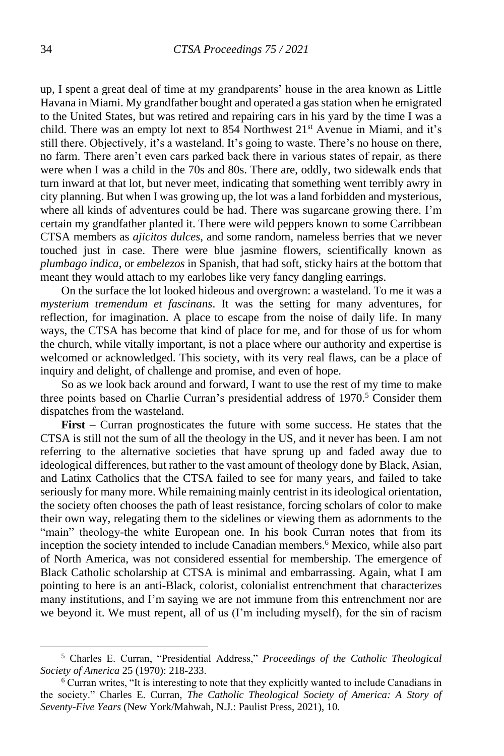up, I spent a great deal of time at my grandparents' house in the area known as Little Havana in Miami. My grandfather bought and operated a gas station when he emigrated to the United States, but was retired and repairing cars in his yard by the time I was a child. There was an empty lot next to 854 Northwest 21st Avenue in Miami, and it's still there. Objectively, it's a wasteland. It's going to waste. There's no house on there, no farm. There aren't even cars parked back there in various states of repair, as there were when I was a child in the 70s and 80s. There are, oddly, two sidewalk ends that turn inward at that lot, but never meet, indicating that something went terribly awry in city planning. But when I was growing up, the lot was a land forbidden and mysterious, where all kinds of adventures could be had. There was sugarcane growing there. I'm certain my grandfather planted it. There were wild peppers known to some Caribbean CTSA members as *ajicitos dulces*, and some random, nameless berries that we never touched just in case. There were blue jasmine flowers, scientifically known as *plumbago indica*, or *embelezos* in Spanish, that had soft, sticky hairs at the bottom that meant they would attach to my earlobes like very fancy dangling earrings.

On the surface the lot looked hideous and overgrown: a wasteland. To me it was a *mysterium tremendum et fascinans*. It was the setting for many adventures, for reflection, for imagination. A place to escape from the noise of daily life. In many ways, the CTSA has become that kind of place for me, and for those of us for whom the church, while vitally important, is not a place where our authority and expertise is welcomed or acknowledged. This society, with its very real flaws, can be a place of inquiry and delight, of challenge and promise, and even of hope.

So as we look back around and forward, I want to use the rest of my time to make three points based on Charlie Curran's presidential address of 1970.[5] Consider them dispatches from the wasteland.

**First** – Curran prognosticates the future with some success. He states that the CTSA is still not the sum of all the theology in the US, and it never has been. I am not referring to the alternative societies that have sprung up and faded away due to ideological differences, but rather to the vast amount of theology done by Black, Asian, and Latinx Catholics that the CTSA failed to see for many years, and failed to take seriously for many more. While remaining mainly centrist in its ideological orientation, the society often chooses the path of least resistance, forcing scholars of color to make their own way, relegating them to the sidelines or viewing them as adornments to the "main" theology-the white European one. In his book Curran notes that from its inception the society intended to include Canadian members.[6] Mexico, while also part of North America, was not considered essential for membership. The emergence of Black Catholic scholarship at CTSA is minimal and embarrassing. Again, what I am pointing to here is an anti-Black, colorist, colonialist entrenchment that characterizes many institutions, and I'm saying we are not immune from this entrenchment nor are we beyond it. We must repent, all of us (I'm including myself), for the sin of racism

---

[5] Charles E. Curran, "Presidential Address," *Proceedings of the Catholic Theological Society of America* 25 (1970): 218-233.

[6] Curran writes, "It is interesting to note that they explicitly wanted to include Canadians in the society." Charles E. Curran, *The Catholic Theological Society of America: A Story of Seventy-Five Years* (New York/Mahwah, N.J.: Paulist Press, 2021), 10.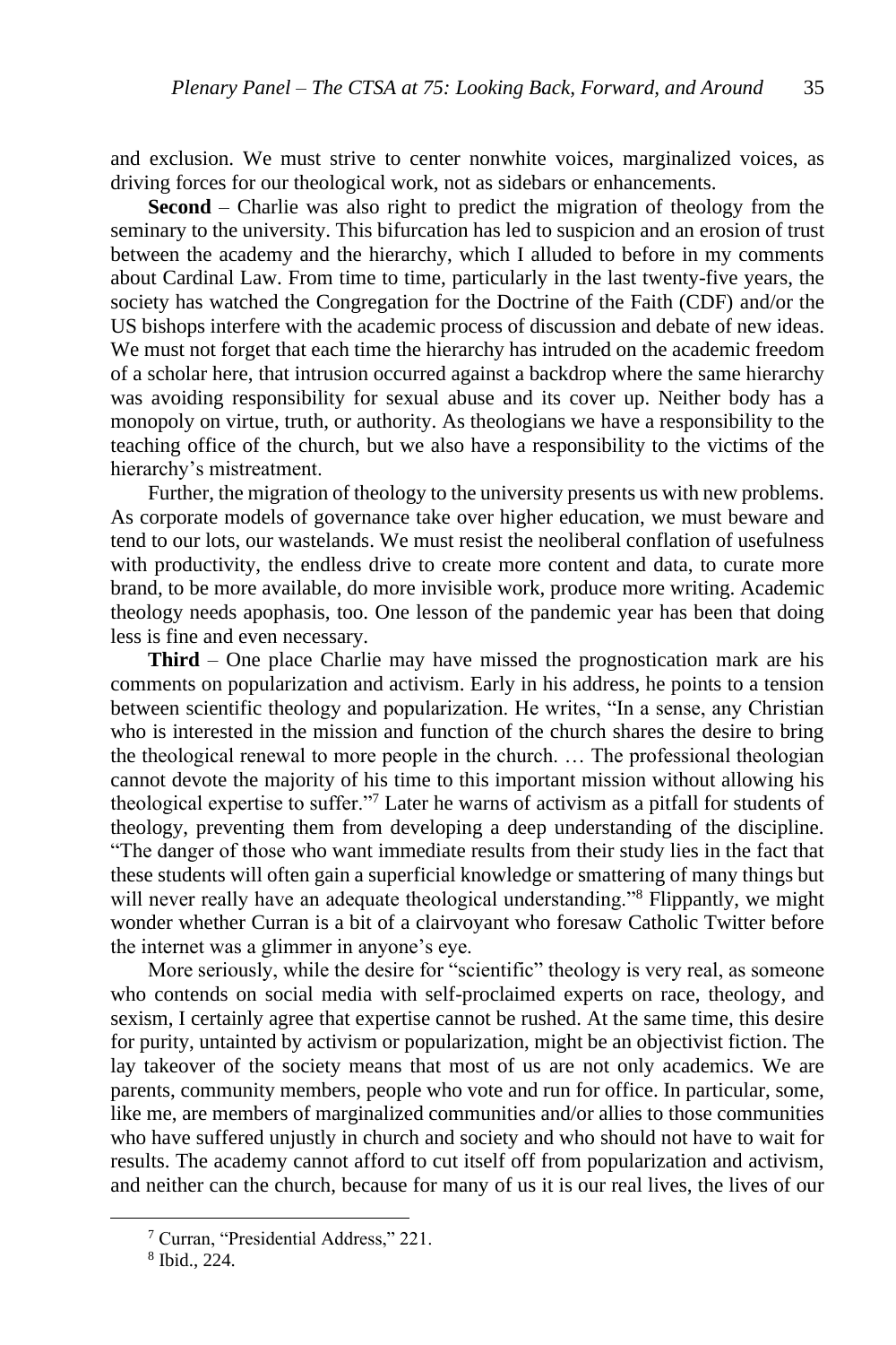and exclusion. We must strive to center nonwhite voices, marginalized voices, as driving forces for our theological work, not as sidebars or enhancements.

**Second** – Charlie was also right to predict the migration of theology from the seminary to the university. This bifurcation has led to suspicion and an erosion of trust between the academy and the hierarchy, which I alluded to before in my comments about Cardinal Law. From time to time, particularly in the last twenty-five years, the society has watched the Congregation for the Doctrine of the Faith (CDF) and/or the US bishops interfere with the academic process of discussion and debate of new ideas. We must not forget that each time the hierarchy has intruded on the academic freedom of a scholar here, that intrusion occurred against a backdrop where the same hierarchy was avoiding responsibility for sexual abuse and its cover up. Neither body has a monopoly on virtue, truth, or authority. As theologians we have a responsibility to the teaching office of the church, but we also have a responsibility to the victims of the hierarchy's mistreatment.

Further, the migration of theology to the university presents us with new problems. As corporate models of governance take over higher education, we must beware and tend to our lots, our wastelands. We must resist the neoliberal conflation of usefulness with productivity, the endless drive to create more content and data, to curate more brand, to be more available, do more invisible work, produce more writing. Academic theology needs apophasis, too. One lesson of the pandemic year has been that doing less is fine and even necessary.

**Third** – One place Charlie may have missed the prognostication mark are his comments on popularization and activism. Early in his address, he points to a tension between scientific theology and popularization. He writes, "In a sense, any Christian who is interested in the mission and function of the church shares the desire to bring the theological renewal to more people in the church. … The professional theologian cannot devote the majority of his time to this important mission without allowing his theological expertise to suffer."[7] Later he warns of activism as a pitfall for students of theology, preventing them from developing a deep understanding of the discipline. "The danger of those who want immediate results from their study lies in the fact that these students will often gain a superficial knowledge or smattering of many things but will never really have an adequate theological understanding."[8] Flippantly, we might wonder whether Curran is a bit of a clairvoyant who foresaw Catholic Twitter before the internet was a glimmer in anyone's eye.

More seriously, while the desire for "scientific" theology is very real, as someone who contends on social media with self-proclaimed experts on race, theology, and sexism, I certainly agree that expertise cannot be rushed. At the same time, this desire for purity, untainted by activism or popularization, might be an objectivist fiction. The lay takeover of the society means that most of us are not only academics. We are parents, community members, people who vote and run for office. In particular, some, like me, are members of marginalized communities and/or allies to those communities who have suffered unjustly in church and society and who should not have to wait for results. The academy cannot afford to cut itself off from popularization and activism, and neither can the church, because for many of us it is our real lives, the lives of our

---

[7] Curran, "Presidential Address," 221.

[8] Ibid., 224.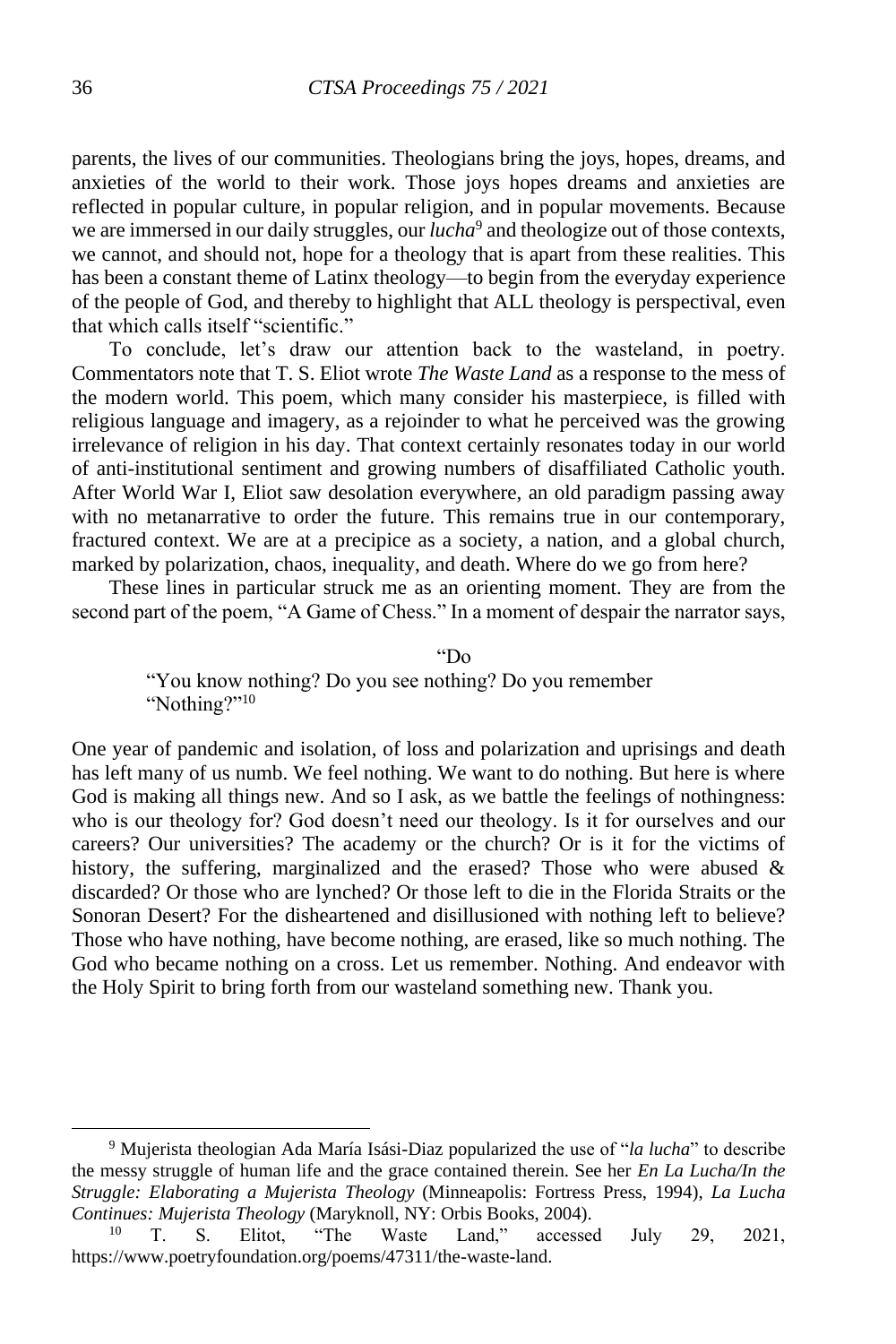parents, the lives of our communities. Theologians bring the joys, hopes, dreams, and anxieties of the world to their work. Those joys hopes dreams and anxieties are reflected in popular culture, in popular religion, and in popular movements. Because we are immersed in our daily struggles, our *lucha*[9] and theologize out of those contexts, we cannot, and should not, hope for a theology that is apart from these realities. This has been a constant theme of Latinx theology—to begin from the everyday experience of the people of God, and thereby to highlight that ALL theology is perspectival, even that which calls itself "scientific."

To conclude, let's draw our attention back to the wasteland, in poetry. Commentators note that T. S. Eliot wrote *The Waste Land* as a response to the mess of the modern world. This poem, which many consider his masterpiece, is filled with religious language and imagery, as a rejoinder to what he perceived was the growing irrelevance of religion in his day. That context certainly resonates today in our world of anti-institutional sentiment and growing numbers of disaffiliated Catholic youth. After World War I, Eliot saw desolation everywhere, an old paradigm passing away with no metanarrative to order the future. This remains true in our contemporary, fractured context. We are at a precipice as a society, a nation, and a global church, marked by polarization, chaos, inequality, and death. Where do we go from here?

These lines in particular struck me as an orienting moment. They are from the second part of the poem, "A Game of Chess." In a moment of despair the narrator says,

> "Do
> "You know nothing? Do you see nothing? Do you remember
> "Nothing?"[10]

One year of pandemic and isolation, of loss and polarization and uprisings and death has left many of us numb. We feel nothing. We want to do nothing. But here is where God is making all things new. And so I ask, as we battle the feelings of nothingness: who is our theology for? God doesn't need our theology. Is it for ourselves and our careers? Our universities? The academy or the church? Or is it for the victims of history, the suffering, marginalized and the erased? Those who were abused & discarded? Or those who are lynched? Or those left to die in the Florida Straits or the Sonoran Desert? For the disheartened and disillusioned with nothing left to believe? Those who have nothing, have become nothing, are erased, like so much nothing. The God who became nothing on a cross. Let us remember. Nothing. And endeavor with the Holy Spirit to bring forth from our wasteland something new. Thank you.

---

[9] Mujerista theologian Ada María Isási-Diaz popularized the use of "*la lucha*" to describe the messy struggle of human life and the grace contained therein. See her *En La Lucha/In the Struggle: Elaborating a Mujerista Theology* (Minneapolis: Fortress Press, 1994), *La Lucha Continues: Mujerista Theology* (Maryknoll, NY: Orbis Books, 2004).

[10] T. S. Elitot, "The Waste Land," accessed July 29, 2021, https://www.poetryfoundation.org/poems/47311/the-waste-land.